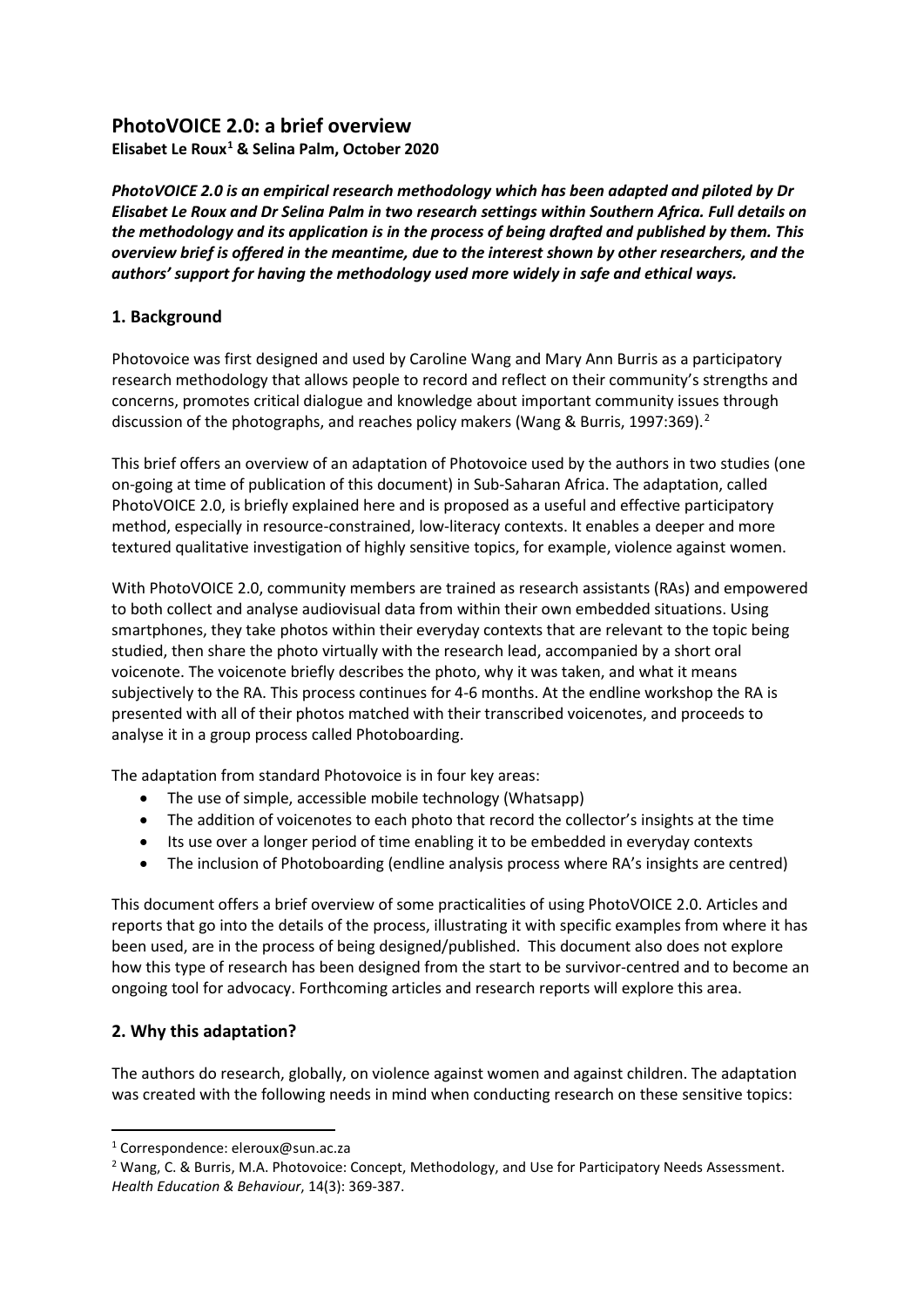# PhotoVOICE 2.0: a brief overview

**Elisabet Le Roux[1] & Selina Palm, October 2020**

***PhotoVOICE 2.0 is an empirical research methodology which has been adapted and piloted by Dr Elisabet Le Roux and Dr Selina Palm in two research settings within Southern Africa. Full details on the methodology and its application is in the process of being drafted and published by them. This overview brief is offered in the meantime, due to the interest shown by other researchers, and the authors' support for having the methodology used more widely in safe and ethical ways.***

## 1. Background

Photovoice was first designed and used by Caroline Wang and Mary Ann Burris as a participatory research methodology that allows people to record and reflect on their community's strengths and concerns, promotes critical dialogue and knowledge about important community issues through discussion of the photographs, and reaches policy makers (Wang & Burris, 1997:369).[2]

This brief offers an overview of an adaptation of Photovoice used by the authors in two studies (one on-going at time of publication of this document) in Sub-Saharan Africa. The adaptation, called PhotoVOICE 2.0, is briefly explained here and is proposed as a useful and effective participatory method, especially in resource-constrained, low-literacy contexts. It enables a deeper and more textured qualitative investigation of highly sensitive topics, for example, violence against women.

With PhotoVOICE 2.0, community members are trained as research assistants (RAs) and empowered to both collect and analyse audiovisual data from within their own embedded situations. Using smartphones, they take photos within their everyday contexts that are relevant to the topic being studied, then share the photo virtually with the research lead, accompanied by a short oral voicenote. The voicenote briefly describes the photo, why it was taken, and what it means subjectively to the RA. This process continues for 4-6 months. At the endline workshop the RA is presented with all of their photos matched with their transcribed voicenotes, and proceeds to analyse it in a group process called Photoboarding.

The adaptation from standard Photovoice is in four key areas:

- The use of simple, accessible mobile technology (Whatsapp)
- The addition of voicenotes to each photo that record the collector's insights at the time
- Its use over a longer period of time enabling it to be embedded in everyday contexts
- The inclusion of Photoboarding (endline analysis process where RA's insights are centred)

This document offers a brief overview of some practicalities of using PhotoVOICE 2.0. Articles and reports that go into the details of the process, illustrating it with specific examples from where it has been used, are in the process of being designed/published. This document also does not explore how this type of research has been designed from the start to be survivor-centred and to become an ongoing tool for advocacy. Forthcoming articles and research reports will explore this area.

## 2. Why this adaptation?

The authors do research, globally, on violence against women and against children. The adaptation was created with the following needs in mind when conducting research on these sensitive topics:

---

[1] Correspondence: eleroux@sun.ac.za

[2] Wang, C. & Burris, M.A. Photovoice: Concept, Methodology, and Use for Participatory Needs Assessment. *Health Education & Behaviour*, 14(3): 369-387.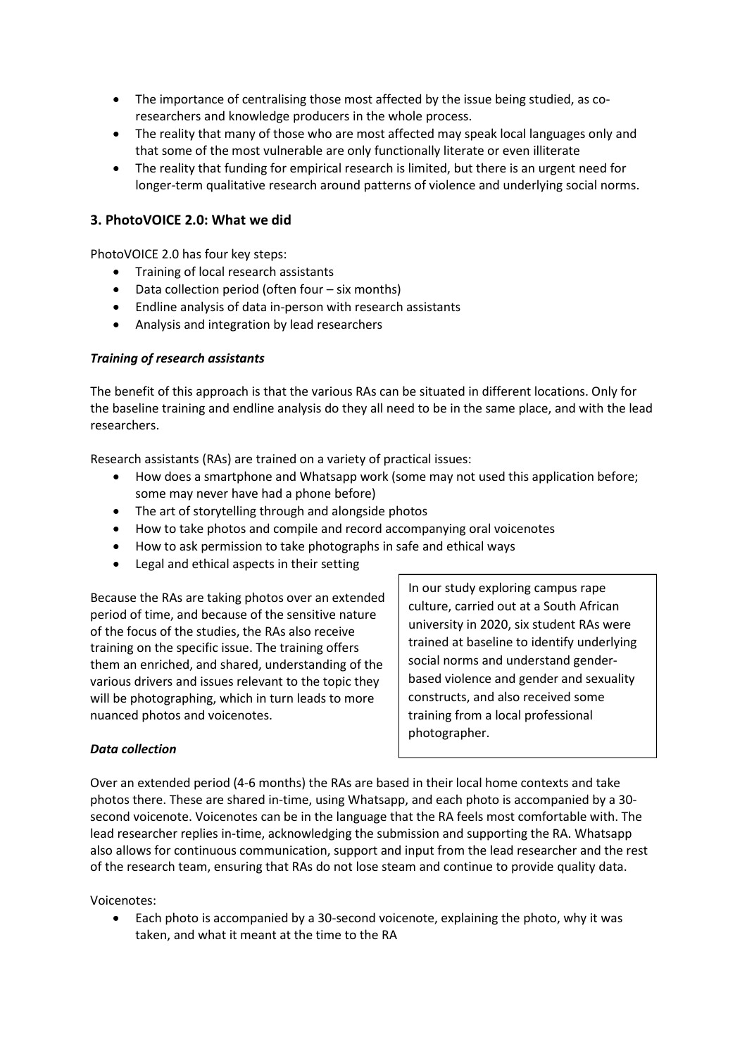- The importance of centralising those most affected by the issue being studied, as co-researchers and knowledge producers in the whole process.
- The reality that many of those who are most affected may speak local languages only and that some of the most vulnerable are only functionally literate or even illiterate
- The reality that funding for empirical research is limited, but there is an urgent need for longer-term qualitative research around patterns of violence and underlying social norms.

## 3. PhotoVOICE 2.0: What we did

PhotoVOICE 2.0 has four key steps:

- Training of local research assistants
- Data collection period (often four – six months)
- Endline analysis of data in-person with research assistants
- Analysis and integration by lead researchers

### *Training of research assistants*

The benefit of this approach is that the various RAs can be situated in different locations. Only for the baseline training and endline analysis do they all need to be in the same place, and with the lead researchers.

Research assistants (RAs) are trained on a variety of practical issues:

- How does a smartphone and Whatsapp work (some may not used this application before; some may never have had a phone before)
- The art of storytelling through and alongside photos
- How to take photos and compile and record accompanying oral voicenotes
- How to ask permission to take photographs in safe and ethical ways
- Legal and ethical aspects in their setting

Because the RAs are taking photos over an extended period of time, and because of the sensitive nature of the focus of the studies, the RAs also receive training on the specific issue. The training offers them an enriched, and shared, understanding of the various drivers and issues relevant to the topic they will be photographing, which in turn leads to more nuanced photos and voicenotes.

> In our study exploring campus rape culture, carried out at a South African university in 2020, six student RAs were trained at baseline to identify underlying social norms and understand gender-based violence and gender and sexuality constructs, and also received some training from a local professional photographer.

### *Data collection*

Over an extended period (4-6 months) the RAs are based in their local home contexts and take photos there. These are shared in-time, using Whatsapp, and each photo is accompanied by a 30-second voicenote. Voicenotes can be in the language that the RA feels most comfortable with. The lead researcher replies in-time, acknowledging the submission and supporting the RA. Whatsapp also allows for continuous communication, support and input from the lead researcher and the rest of the research team, ensuring that RAs do not lose steam and continue to provide quality data.

Voicenotes:

- Each photo is accompanied by a 30-second voicenote, explaining the photo, why it was taken, and what it meant at the time to the RA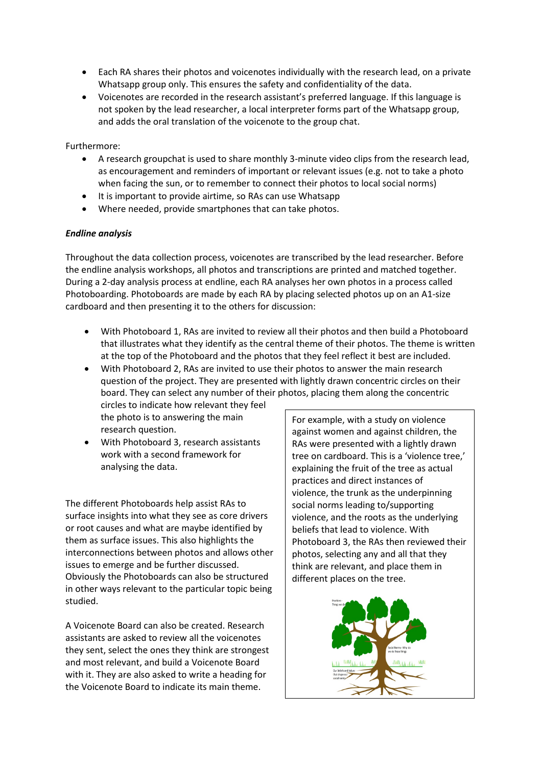- Each RA shares their photos and voicenotes individually with the research lead, on a private Whatsapp group only. This ensures the safety and confidentiality of the data.
- Voicenotes are recorded in the research assistant's preferred language. If this language is not spoken by the lead researcher, a local interpreter forms part of the Whatsapp group, and adds the oral translation of the voicenote to the group chat.

Furthermore:

- A research groupchat is used to share monthly 3-minute video clips from the research lead, as encouragement and reminders of important or relevant issues (e.g. not to take a photo when facing the sun, or to remember to connect their photos to local social norms)
- It is important to provide airtime, so RAs can use Whatsapp
- Where needed, provide smartphones that can take photos.

***Endline analysis***

Throughout the data collection process, voicenotes are transcribed by the lead researcher. Before the endline analysis workshops, all photos and transcriptions are printed and matched together. During a 2-day analysis process at endline, each RA analyses her own photos in a process called Photoboarding. Photoboards are made by each RA by placing selected photos up on an A1-size cardboard and then presenting it to the others for discussion:

- With Photoboard 1, RAs are invited to review all their photos and then build a Photoboard that illustrates what they identify as the central theme of their photos. The theme is written at the top of the Photoboard and the photos that they feel reflect it best are included.
- With Photoboard 2, RAs are invited to use their photos to answer the main research question of the project. They are presented with lightly drawn concentric circles on their board. They can select any number of their photos, placing them along the concentric circles to indicate how relevant they feel the photo is to answering the main research question.
- With Photoboard 3, research assistants work with a second framework for analysing the data.

The different Photoboards help assist RAs to surface insights into what they see as core drivers or root causes and what are maybe identified by them as surface issues. This also highlights the interconnections between photos and allows other issues to emerge and be further discussed. Obviously the Photoboards can also be structured in other ways relevant to the particular topic being studied.

A Voicenote Board can also be created. Research assistants are asked to review all the voicenotes they sent, select the ones they think are strongest and most relevant, and build a Voicenote Board with it. They are also asked to write a heading for the Voicenote Board to indicate its main theme.

For example, with a study on violence against women and against children, the RAs were presented with a lightly drawn tree on cardboard. This is a 'violence tree,' explaining the fruit of the tree as actual practices and direct instances of violence, the trunk as the underpinning social norms leading to/supporting violence, and the roots as the underlying beliefs that lead to violence. With Photoboard 3, the RAs then reviewed their photos, selecting any and all that they think are relevant, and place them in different places on the tree.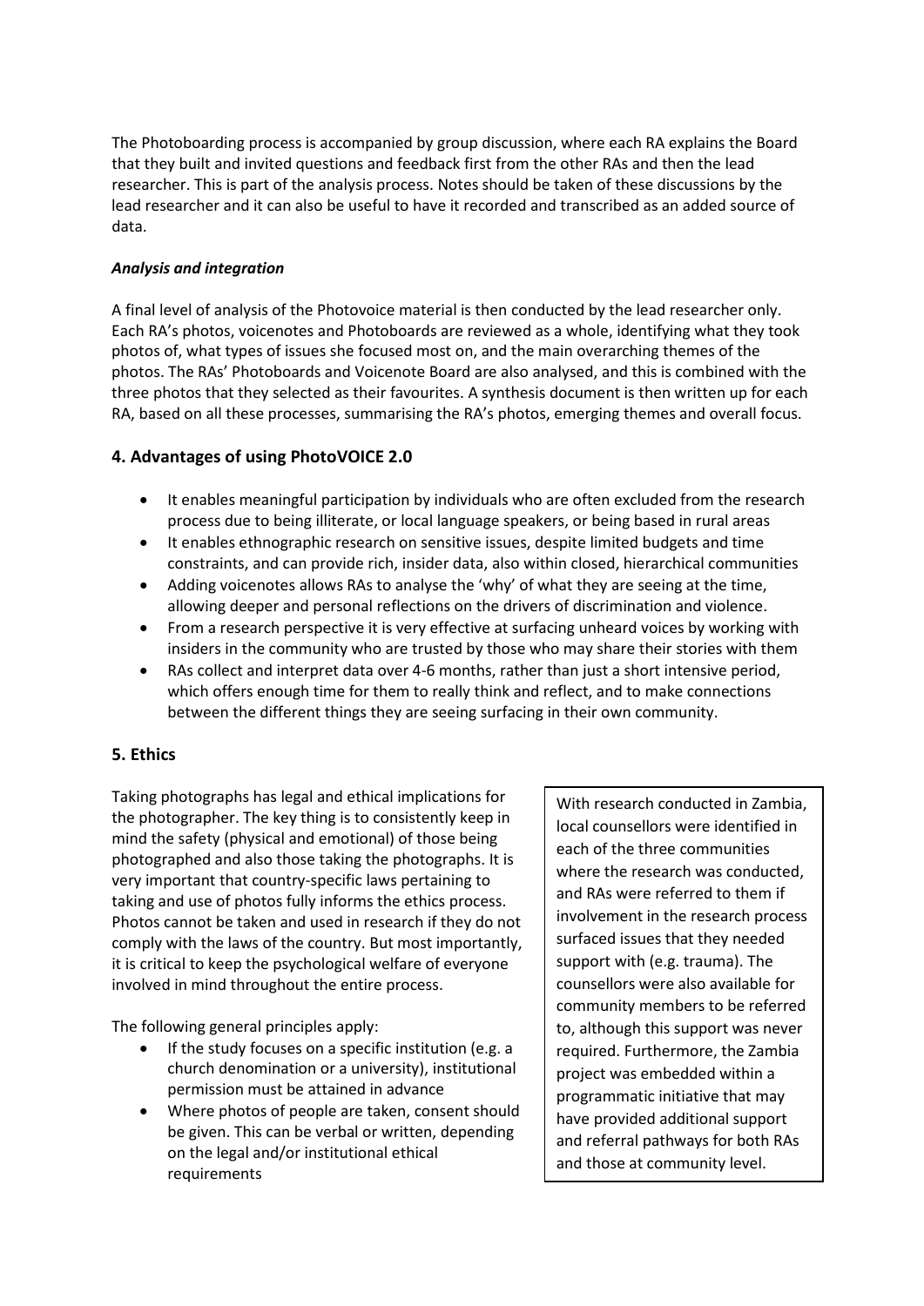The Photoboarding process is accompanied by group discussion, where each RA explains the Board that they built and invited questions and feedback first from the other RAs and then the lead researcher. This is part of the analysis process. Notes should be taken of these discussions by the lead researcher and it can also be useful to have it recorded and transcribed as an added source of data.

***Analysis and integration***

A final level of analysis of the Photovoice material is then conducted by the lead researcher only. Each RA's photos, voicenotes and Photoboards are reviewed as a whole, identifying what they took photos of, what types of issues she focused most on, and the main overarching themes of the photos. The RAs' Photoboards and Voicenote Board are also analysed, and this is combined with the three photos that they selected as their favourites. A synthesis document is then written up for each RA, based on all these processes, summarising the RA's photos, emerging themes and overall focus.

## 4. Advantages of using PhotoVOICE 2.0

- It enables meaningful participation by individuals who are often excluded from the research process due to being illiterate, or local language speakers, or being based in rural areas
- It enables ethnographic research on sensitive issues, despite limited budgets and time constraints, and can provide rich, insider data, also within closed, hierarchical communities
- Adding voicenotes allows RAs to analyse the 'why' of what they are seeing at the time, allowing deeper and personal reflections on the drivers of discrimination and violence.
- From a research perspective it is very effective at surfacing unheard voices by working with insiders in the community who are trusted by those who may share their stories with them
- RAs collect and interpret data over 4-6 months, rather than just a short intensive period, which offers enough time for them to really think and reflect, and to make connections between the different things they are seeing surfacing in their own community.

## 5. Ethics

Taking photographs has legal and ethical implications for the photographer. The key thing is to consistently keep in mind the safety (physical and emotional) of those being photographed and also those taking the photographs. It is very important that country-specific laws pertaining to taking and use of photos fully informs the ethics process. Photos cannot be taken and used in research if they do not comply with the laws of the country. But most importantly, it is critical to keep the psychological welfare of everyone involved in mind throughout the entire process.

The following general principles apply:

- If the study focuses on a specific institution (e.g. a church denomination or a university), institutional permission must be attained in advance
- Where photos of people are taken, consent should be given. This can be verbal or written, depending on the legal and/or institutional ethical requirements

> With research conducted in Zambia, local counsellors were identified in each of the three communities where the research was conducted, and RAs were referred to them if involvement in the research process surfaced issues that they needed support with (e.g. trauma). The counsellors were also available for community members to be referred to, although this support was never required. Furthermore, the Zambia project was embedded within a programmatic initiative that may have provided additional support and referral pathways for both RAs and those at community level.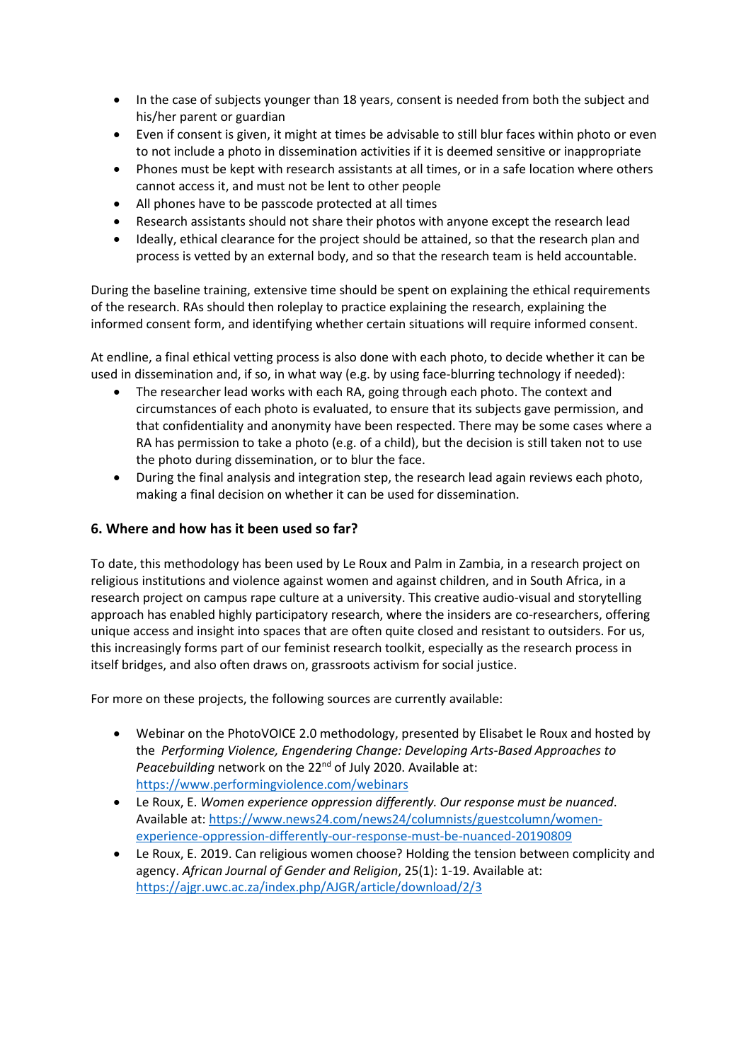- In the case of subjects younger than 18 years, consent is needed from both the subject and his/her parent or guardian
- Even if consent is given, it might at times be advisable to still blur faces within photo or even to not include a photo in dissemination activities if it is deemed sensitive or inappropriate
- Phones must be kept with research assistants at all times, or in a safe location where others cannot access it, and must not be lent to other people
- All phones have to be passcode protected at all times
- Research assistants should not share their photos with anyone except the research lead
- Ideally, ethical clearance for the project should be attained, so that the research plan and process is vetted by an external body, and so that the research team is held accountable.

During the baseline training, extensive time should be spent on explaining the ethical requirements of the research. RAs should then roleplay to practice explaining the research, explaining the informed consent form, and identifying whether certain situations will require informed consent.

At endline, a final ethical vetting process is also done with each photo, to decide whether it can be used in dissemination and, if so, in what way (e.g. by using face-blurring technology if needed):

- The researcher lead works with each RA, going through each photo. The context and circumstances of each photo is evaluated, to ensure that its subjects gave permission, and that confidentiality and anonymity have been respected. There may be some cases where a RA has permission to take a photo (e.g. of a child), but the decision is still taken not to use the photo during dissemination, or to blur the face.
- During the final analysis and integration step, the research lead again reviews each photo, making a final decision on whether it can be used for dissemination.

## 6. Where and how has it been used so far?

To date, this methodology has been used by Le Roux and Palm in Zambia, in a research project on religious institutions and violence against women and against children, and in South Africa, in a research project on campus rape culture at a university. This creative audio-visual and storytelling approach has enabled highly participatory research, where the insiders are co-researchers, offering unique access and insight into spaces that are often quite closed and resistant to outsiders. For us, this increasingly forms part of our feminist research toolkit, especially as the research process in itself bridges, and also often draws on, grassroots activism for social justice.

For more on these projects, the following sources are currently available:

- Webinar on the PhotoVOICE 2.0 methodology, presented by Elisabet le Roux and hosted by the *Performing Violence, Engendering Change: Developing Arts-Based Approaches to Peacebuilding* network on the 22nd of July 2020. Available at: https://www.performingviolence.com/webinars
- Le Roux, E. *Women experience oppression differently. Our response must be nuanced*. Available at: https://www.news24.com/news24/columnists/guestcolumn/women-experience-oppression-differently-our-response-must-be-nuanced-20190809
- Le Roux, E. 2019. Can religious women choose? Holding the tension between complicity and agency. *African Journal of Gender and Religion*, 25(1): 1-19. Available at: https://ajgr.uwc.ac.za/index.php/AJGR/article/download/2/3